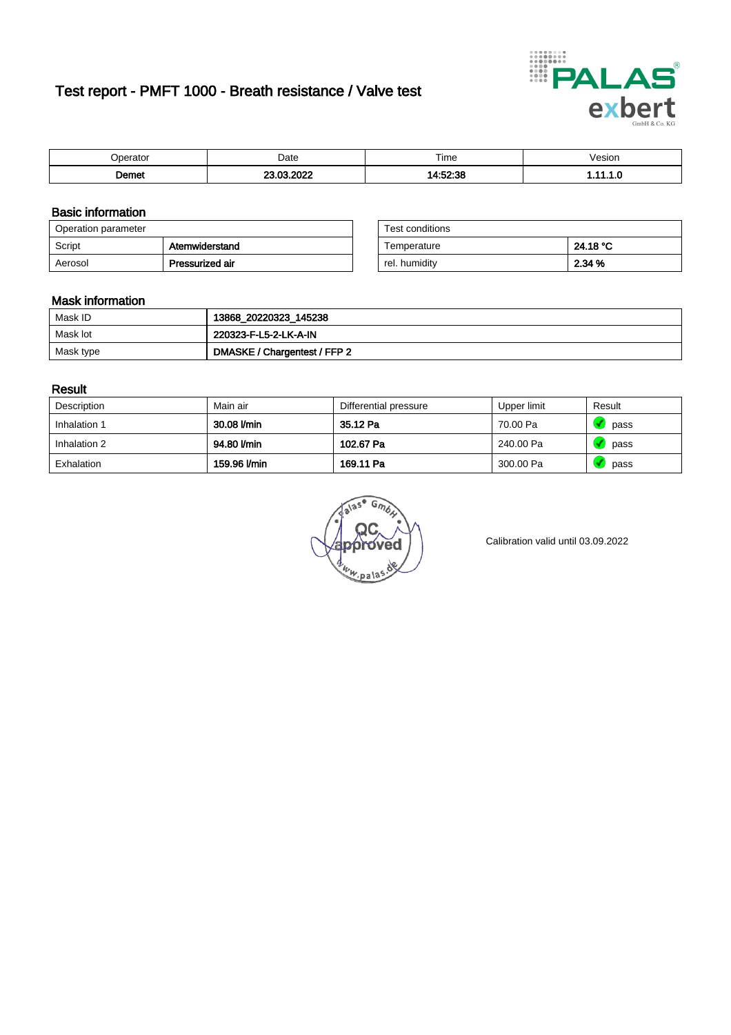# Test report - PMFT 1000 - Breath resistance / Valve test

| Operator | Date | Time | Vesion |
|---|---|---|---|
| **Demet** | **23.03.2022** | **14:52:38** | **1.11.1.0** |

## Basic information

| Operation parameter | |
|---|---|
| Script | **Atemwiderstand** |
| Aerosol | **Pressurized air** |

| Test conditions | |
|---|---|
| Temperature | **24.18 °C** |
| rel. humidity | **2.34 %** |

## Mask information

| | |
|---|---|
| Mask ID | **13868_20220323_145238** |
| Mask lot | **220323-F-L5-2-LK-A-IN** |
| Mask type | **DMASKE / Chargentest / FFP 2** |

## Result

| Description | Main air | Differential pressure | Upper limit | Result |
|---|---|---|---|---|
| Inhalation 1 | **30.08 l/min** | **35.12 Pa** | 70.00 Pa | pass |
| Inhalation 2 | **94.80 l/min** | **102.67 Pa** | 240.00 Pa | pass |
| Exhalation | **159.96 l/min** | **169.11 Pa** | 300.00 Pa | pass |

Palas GmbH QC approved www.palas.de

Calibration valid until 03.09.2022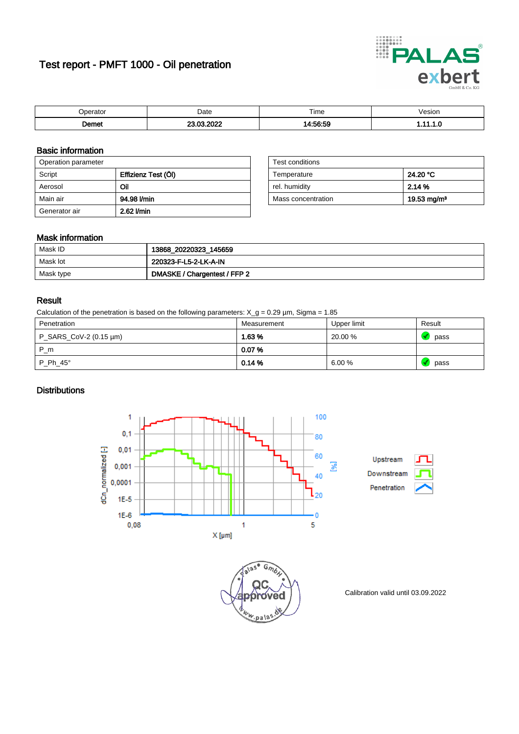# Test report - PMFT 1000 - Oil penetration

| Operator | Date | Time | Vesion |
|---|---|---|---|
| **Demet** | **23.03.2022** | **14:56:59** | **1.11.1.0** |

## Basic information

| Operation parameter | |
|---|---|
| Script | **Effizienz Test (Öl)** |
| Aerosol | **Oil** |
| Main air | **94.98 l/min** |
| Generator air | **2.62 l/min** |

| Test conditions | |
|---|---|
| Temperature | **24.20 °C** |
| rel. humidity | **2.14 %** |
| Mass concentration | **19.53 mg/m³** |

## Mask information

| | |
|---|---|
| Mask ID | **13868_20220323_145659** |
| Mask lot | **220323-F-L5-2-LK-A-IN** |
| Mask type | **DMASKE / Chargentest / FFP 2** |

## Result

Calculation of the penetration is based on the following parameters: X_g = 0.29 µm, Sigma = 1.85

| Penetration | Measurement | Upper limit | Result |
|---|---|---|---|
| P_SARS_CoV-2 (0.15 µm) | **1.63 %** | 20.00 % | pass |
| P_m | **0.07 %** | | |
| P_Ph_45° | **0.14 %** | 6.00 % | pass |

## Distributions

dCn_normalized [-]
1
0,1
0,01
0,001
0,0001
1E-5
1E-6
0,08
1
5
X [µm]
100
80
60
40
20
0
[%]

Upstream
Downstream
Penetration

Palas® GmbH QC approved www.palas.de

Calibration valid until 03.09.2022